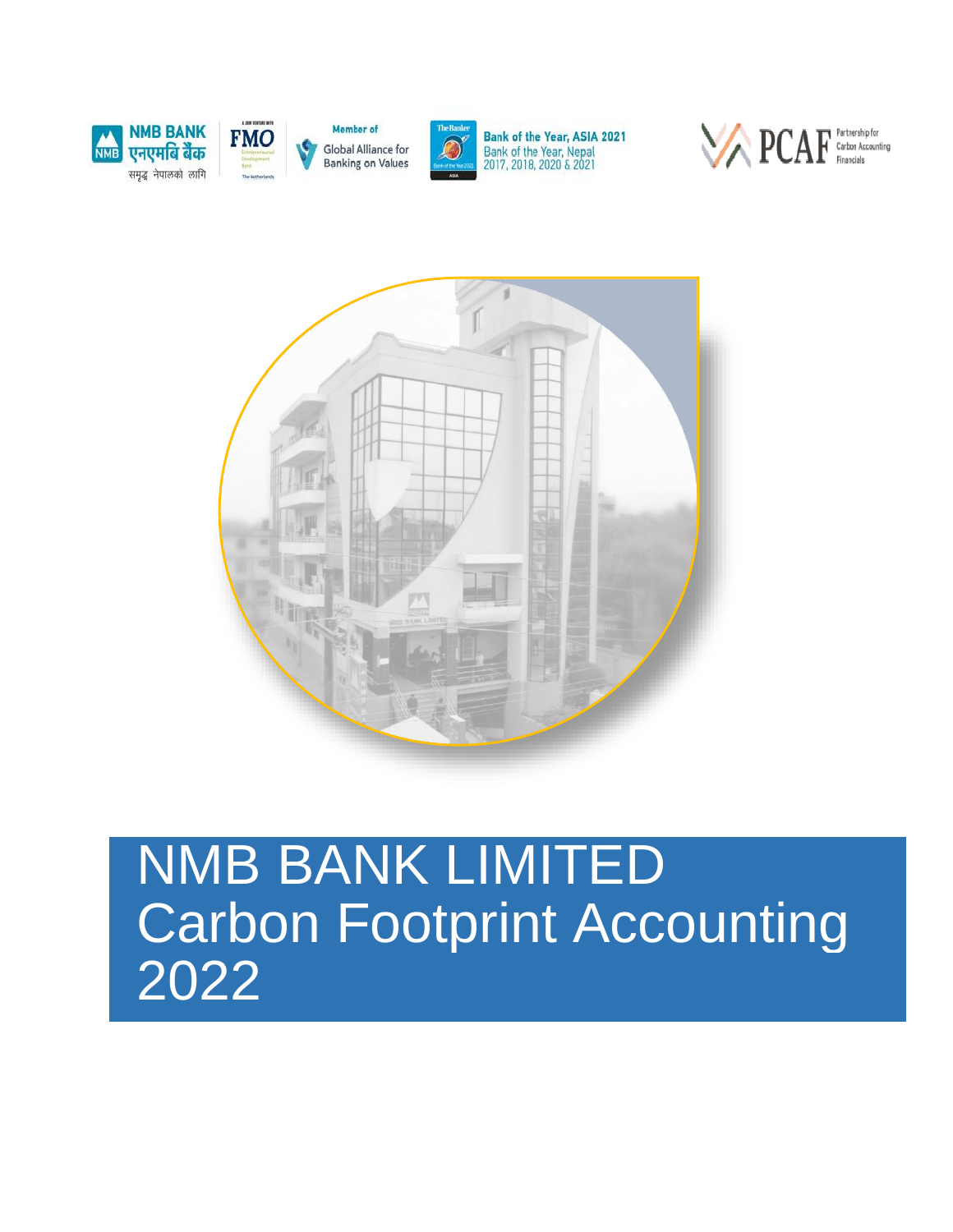NMB BANK
एनएमबि बैंक
समृद्ध नेपालको लागि

FMO

Member of
Global Alliance for Banking on Values

Bank of the Year, ASIA 2021
Bank of the Year, Nepal
2017, 2018, 2020 & 2021

PCAF Partnership for Carbon Accounting Financials

# NMB BANK LIMITED
# Carbon Footprint Accounting 2022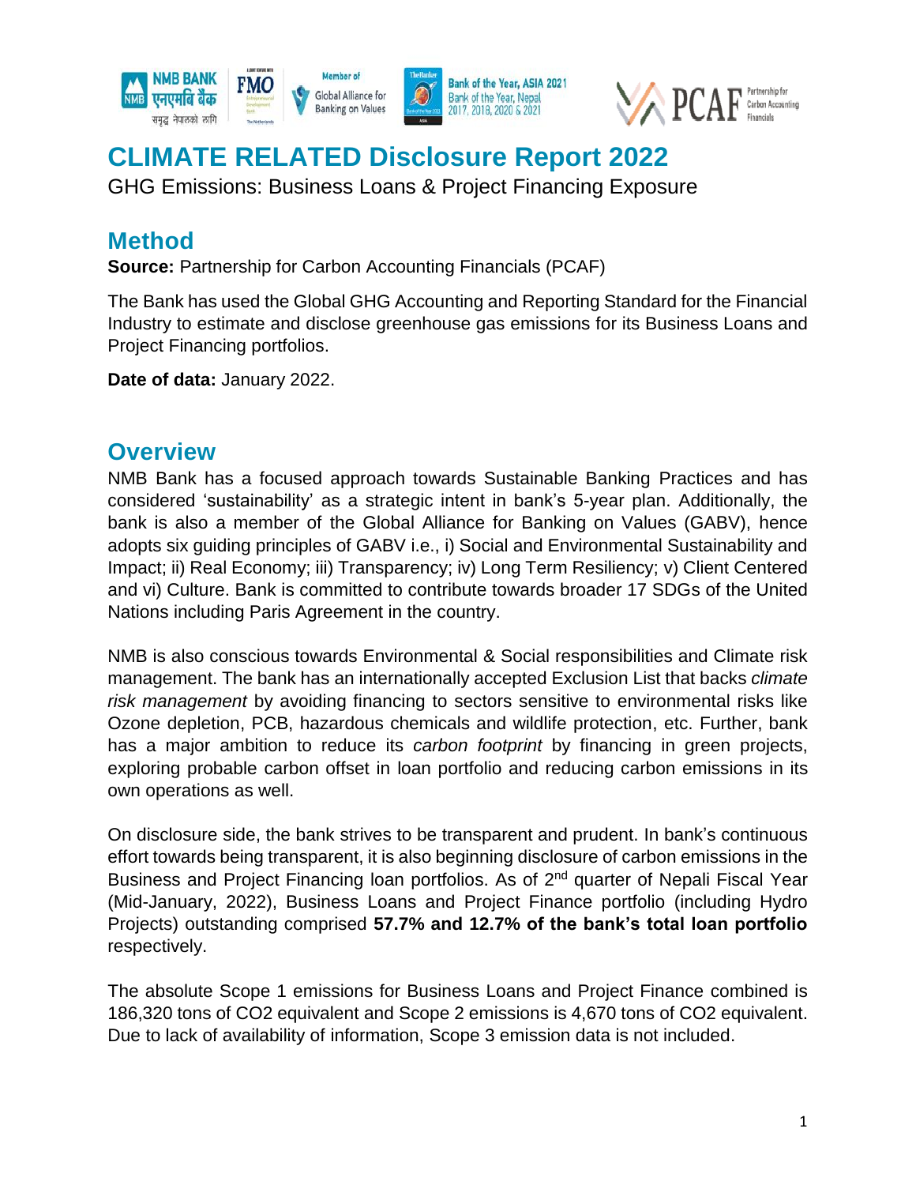# CLIMATE RELATED Disclosure Report 2022

GHG Emissions: Business Loans & Project Financing Exposure

## Method

**Source:** Partnership for Carbon Accounting Financials (PCAF)

The Bank has used the Global GHG Accounting and Reporting Standard for the Financial Industry to estimate and disclose greenhouse gas emissions for its Business Loans and Project Financing portfolios.

**Date of data:** January 2022.

## Overview

NMB Bank has a focused approach towards Sustainable Banking Practices and has considered 'sustainability' as a strategic intent in bank's 5-year plan. Additionally, the bank is also a member of the Global Alliance for Banking on Values (GABV), hence adopts six guiding principles of GABV i.e., i) Social and Environmental Sustainability and Impact; ii) Real Economy; iii) Transparency; iv) Long Term Resiliency; v) Client Centered and vi) Culture. Bank is committed to contribute towards broader 17 SDGs of the United Nations including Paris Agreement in the country.

NMB is also conscious towards Environmental & Social responsibilities and Climate risk management. The bank has an internationally accepted Exclusion List that backs *climate risk management* by avoiding financing to sectors sensitive to environmental risks like Ozone depletion, PCB, hazardous chemicals and wildlife protection, etc. Further, bank has a major ambition to reduce its *carbon footprint* by financing in green projects, exploring probable carbon offset in loan portfolio and reducing carbon emissions in its own operations as well.

On disclosure side, the bank strives to be transparent and prudent. In bank's continuous effort towards being transparent, it is also beginning disclosure of carbon emissions in the Business and Project Financing loan portfolios. As of 2nd quarter of Nepali Fiscal Year (Mid-January, 2022), Business Loans and Project Finance portfolio (including Hydro Projects) outstanding comprised **57.7% and 12.7% of the bank's total loan portfolio** respectively.

The absolute Scope 1 emissions for Business Loans and Project Finance combined is 186,320 tons of $CO_2$ equivalent and Scope 2 emissions is 4,670 tons of $CO_2$ equivalent. Due to lack of availability of information, Scope 3 emission data is not included.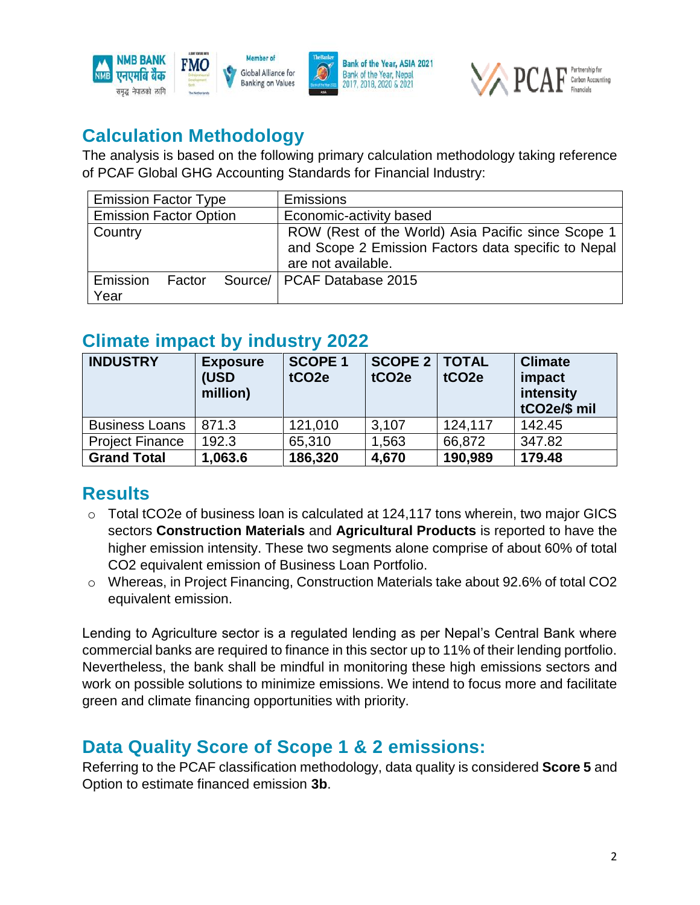## Calculation Methodology

The analysis is based on the following primary calculation methodology taking reference of PCAF Global GHG Accounting Standards for Financial Industry:

| Emission Factor Type | Emissions |
|---|---|
| Emission Factor Option | Economic-activity based |
| Country | ROW (Rest of the World) Asia Pacific since Scope 1 and Scope 2 Emission Factors data specific to Nepal are not available. |
| Emission Factor Source/ Year | PCAF Database 2015 |

## Climate impact by industry 2022

| INDUSTRY | Exposure (USD million) | SCOPE 1 tCO2e | SCOPE 2 tCO2e | TOTAL tCO2e | Climate impact intensity tCO2e/$ mil |
|---|---|---|---|---|---|
| Business Loans | 871.3 | 121,010 | 3,107 | 124,117 | 142.45 |
| Project Finance | 192.3 | 65,310 | 1,563 | 66,872 | 347.82 |
| **Grand Total** | **1,063.6** | **186,320** | **4,670** | **190,989** | **179.48** |

## Results

- Total tCO2e of business loan is calculated at 124,117 tons wherein, two major GICS sectors **Construction Materials** and **Agricultural Products** is reported to have the higher emission intensity. These two segments alone comprise of about 60% of total CO2 equivalent emission of Business Loan Portfolio.
- Whereas, in Project Financing, Construction Materials take about 92.6% of total CO2 equivalent emission.

Lending to Agriculture sector is a regulated lending as per Nepal's Central Bank where commercial banks are required to finance in this sector up to 11% of their lending portfolio. Nevertheless, the bank shall be mindful in monitoring these high emissions sectors and work on possible solutions to minimize emissions. We intend to focus more and facilitate green and climate financing opportunities with priority.

## Data Quality Score of Scope 1 & 2 emissions:

Referring to the PCAF classification methodology, data quality is considered **Score 5** and Option to estimate financed emission **3b**.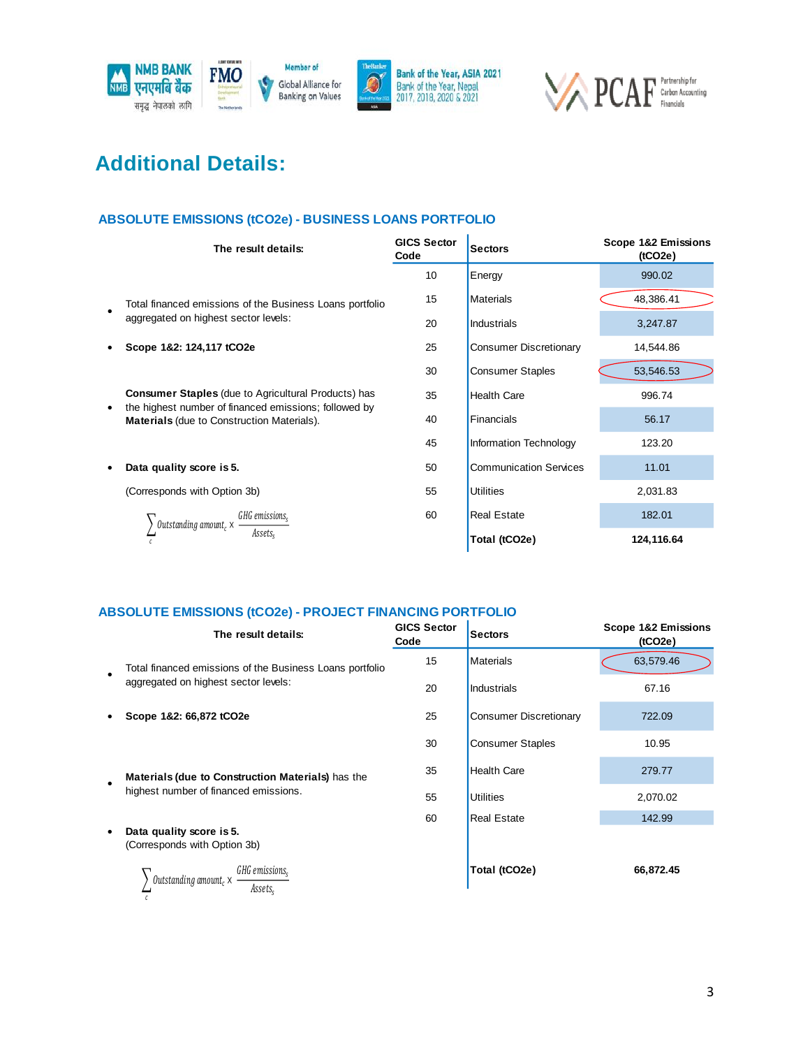# Additional Details:

## ABSOLUTE EMISSIONS (tCO2e) - BUSINESS LOANS PORTFOLIO

**The result details:**

- Total financed emissions of the Business Loans portfolio aggregated on highest sector levels:
- **Scope 1&2: 124,117 tCO2e**
- **Consumer Staples** (due to Agricultural Products) has the highest number of financed emissions; followed by **Materials** (due to Construction Materials).
- **Data quality score is 5.**

  (Corresponds with Option 3b)

$$\sum_{c} Outstanding\ amount_c \times \frac{GHC\ emissions_s}{Assets_s}$$

| GICS Sector Code | Sectors | Scope 1&2 Emissions (tCO2e) |
|---|---|---|
| 10 | Energy | 990.02 |
| 15 | Materials | 48,386.41 |
| 20 | Industrials | 3,247.87 |
| 25 | Consumer Discretionary | 14,544.86 |
| 30 | Consumer Staples | 53,546.53 |
| 35 | Health Care | 996.74 |
| 40 | Financials | 56.17 |
| 45 | Information Technology | 123.20 |
| 50 | Communication Services | 11.01 |
| 55 | Utilities | 2,031.83 |
| 60 | Real Estate | 182.01 |
| | **Total (tCO2e)** | **124,116.64** |

## ABSOLUTE EMISSIONS (tCO2e) - PROJECT FINANCING PORTFOLIO

**The result details:**

- Total financed emissions of the Business Loans portfolio aggregated on highest sector levels:
- **Scope 1&2: 66,872 tCO2e**
- **Materials (due to Construction Materials)** has the highest number of financed emissions.
- **Data quality score is 5.**

  (Corresponds with Option 3b)

$$\sum_{c} Outstanding\ amount_c \times \frac{GHC\ emissions_s}{Assets_s}$$

| GICS Sector Code | Sectors | Scope 1&2 Emissions (tCO2e) |
|---|---|---|
| 15 | Materials | 63,579.46 |
| 20 | Industrials | 67.16 |
| 25 | Consumer Discretionary | 722.09 |
| 30 | Consumer Staples | 10.95 |
| 35 | Health Care | 279.77 |
| 55 | Utilities | 2,070.02 |
| 60 | Real Estate | 142.99 |
| | **Total (tCO2e)** | **66,872.45** |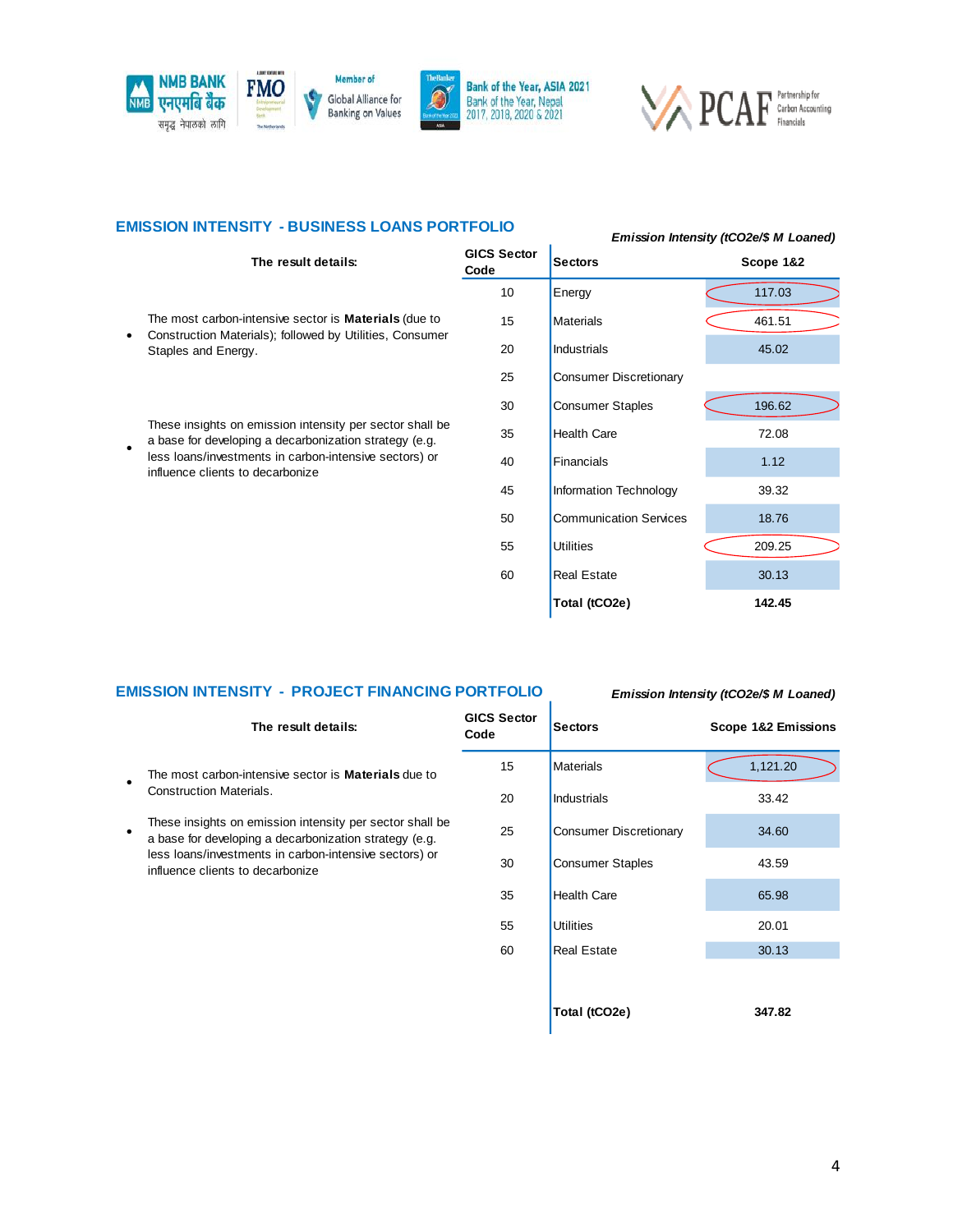NMB BANK एनएमबि बैंक समृद्ध नेपालको लागि | FMO | Member of Global Alliance for Banking on Values | Bank of the Year, ASIA 2021 Bank of the Year, Nepal 2017, 2018, 2020 & 2021 | PCAF Partnership for Carbon Accounting Financials

## EMISSION INTENSITY - BUSINESS LOANS PORTFOLIO

*Emission Intensity (tCO2e/$ M Loaned)*

**The result details:**

- The most carbon-intensive sector is **Materials** (due to Construction Materials); followed by Utilities, Consumer Staples and Energy.
- These insights on emission intensity per sector shall be a base for developing a decarbonization strategy (e.g. less loans/investments in carbon-intensive sectors) or influence clients to decarbonize

| GICS Sector Code | Sectors | Scope 1&2 |
|---|---|---|
| 10 | Energy | 117.03 |
| 15 | Materials | 461.51 |
| 20 | Industrials | 45.02 |
| 25 | Consumer Discretionary | |
| 30 | Consumer Staples | 196.62 |
| 35 | Health Care | 72.08 |
| 40 | Financials | 1.12 |
| 45 | Information Technology | 39.32 |
| 50 | Communication Services | 18.76 |
| 55 | Utilities | 209.25 |
| 60 | Real Estate | 30.13 |
| | **Total (tCO2e)** | **142.45** |

## EMISSION INTENSITY - PROJECT FINANCING PORTFOLIO

*Emission Intensity (tCO2e/$ M Loaned)*

**The result details:**

- The most carbon-intensive sector is **Materials** due to Construction Materials.
- These insights on emission intensity per sector shall be a base for developing a decarbonization strategy (e.g. less loans/investments in carbon-intensive sectors) or influence clients to decarbonize

| GICS Sector Code | Sectors | Scope 1&2 Emissions |
|---|---|---|
| 15 | Materials | 1,121.20 |
| 20 | Industrials | 33.42 |
| 25 | Consumer Discretionary | 34.60 |
| 30 | Consumer Staples | 43.59 |
| 35 | Health Care | 65.98 |
| 55 | Utilities | 20.01 |
| 60 | Real Estate | 30.13 |
| | **Total (tCO2e)** | **347.82** |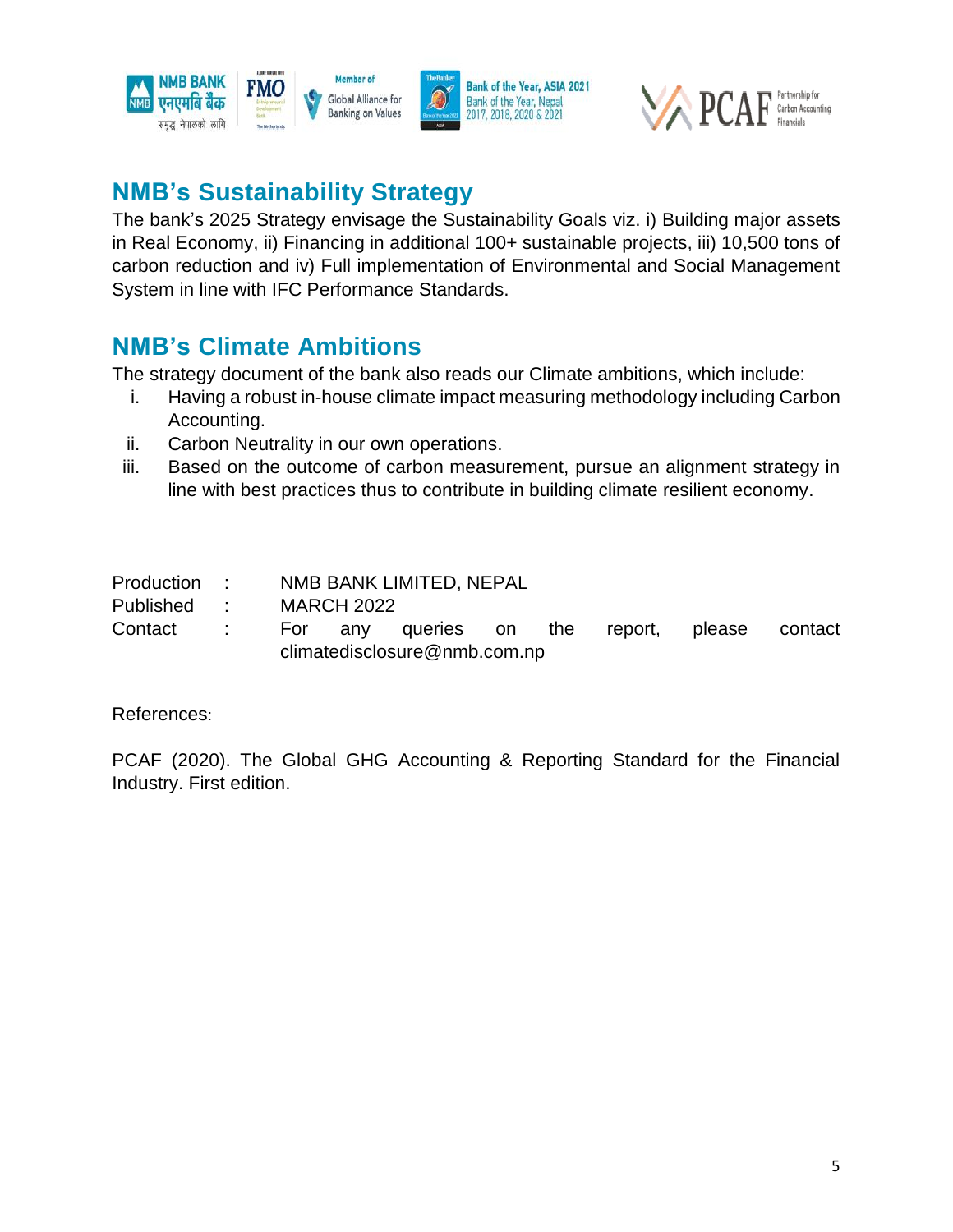## NMB's Sustainability Strategy

The bank's 2025 Strategy envisage the Sustainability Goals viz. i) Building major assets in Real Economy, ii) Financing in additional 100+ sustainable projects, iii) 10,500 tons of carbon reduction and iv) Full implementation of Environmental and Social Management System in line with IFC Performance Standards.

## NMB's Climate Ambitions

The strategy document of the bank also reads our Climate ambitions, which include:

i. Having a robust in-house climate impact measuring methodology including Carbon Accounting.
ii. Carbon Neutrality in our own operations.
iii. Based on the outcome of carbon measurement, pursue an alignment strategy in line with best practices thus to contribute in building climate resilient economy.

| | | |
|---|---|---|
| Production | : | NMB BANK LIMITED, NEPAL |
| Published | : | MARCH 2022 |
| Contact | : | For any queries on the report, please contact climatedisclosure@nmb.com.np |

References:

PCAF (2020). The Global GHG Accounting & Reporting Standard for the Financial Industry. First edition.